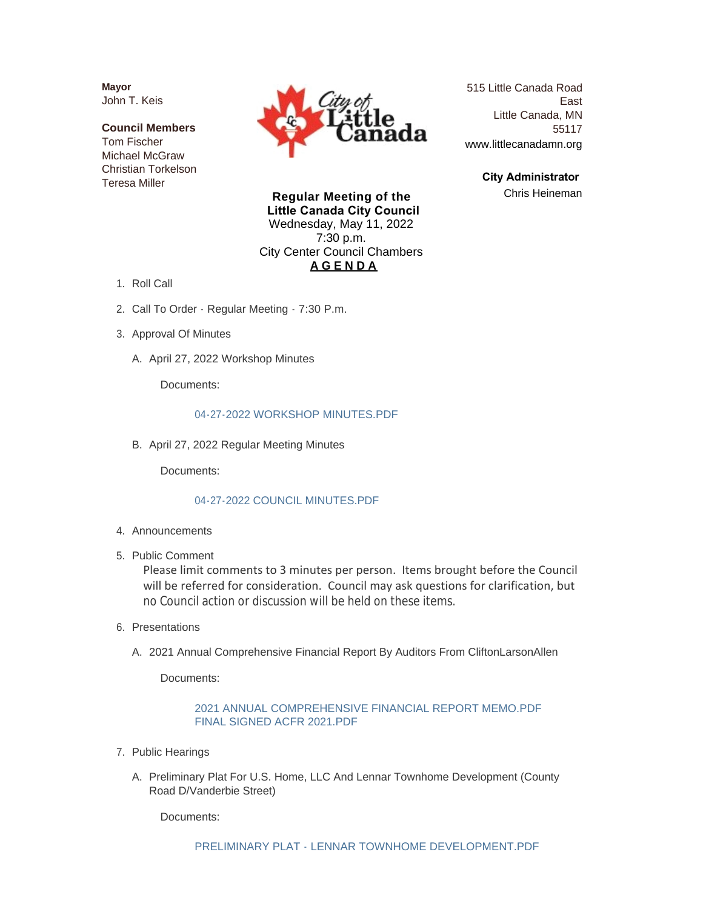**Mayor**
John T. Keis

**Council Members**
Tom Fischer
Michael McGraw
Christian Torkelson
Teresa Miller

515 Little Canada Road East
Little Canada, MN 55117
www.littlecanadamn.org

**City Administrator**
Chris Heineman

**Regular Meeting of the Little Canada City Council**
Wednesday, May 11, 2022
7:30 p.m.
City Center Council Chambers

**A G E N D A**

1. Roll Call

2. Call To Order - Regular Meeting - 7:30 P.m.

3. Approval Of Minutes

   A. April 27, 2022 Workshop Minutes

      Documents:

      04-27-2022 WORKSHOP MINUTES.PDF

   B. April 27, 2022 Regular Meeting Minutes

      Documents:

      04-27-2022 COUNCIL MINUTES.PDF

4. Announcements

5. Public Comment

   Please limit comments to 3 minutes per person. Items brought before the Council will be referred for consideration. Council may ask questions for clarification, but no Council action or discussion will be held on these items.

6. Presentations

   A. 2021 Annual Comprehensive Financial Report By Auditors From CliftonLarsonAllen

      Documents:

      2021 ANNUAL COMPREHENSIVE FINANCIAL REPORT MEMO.PDF
      FINAL SIGNED ACFR 2021.PDF

7. Public Hearings

   A. Preliminary Plat For U.S. Home, LLC And Lennar Townhome Development (County Road D/Vanderbie Street)

      Documents:

      PRELIMINARY PLAT - LENNAR TOWNHOME DEVELOPMENT.PDF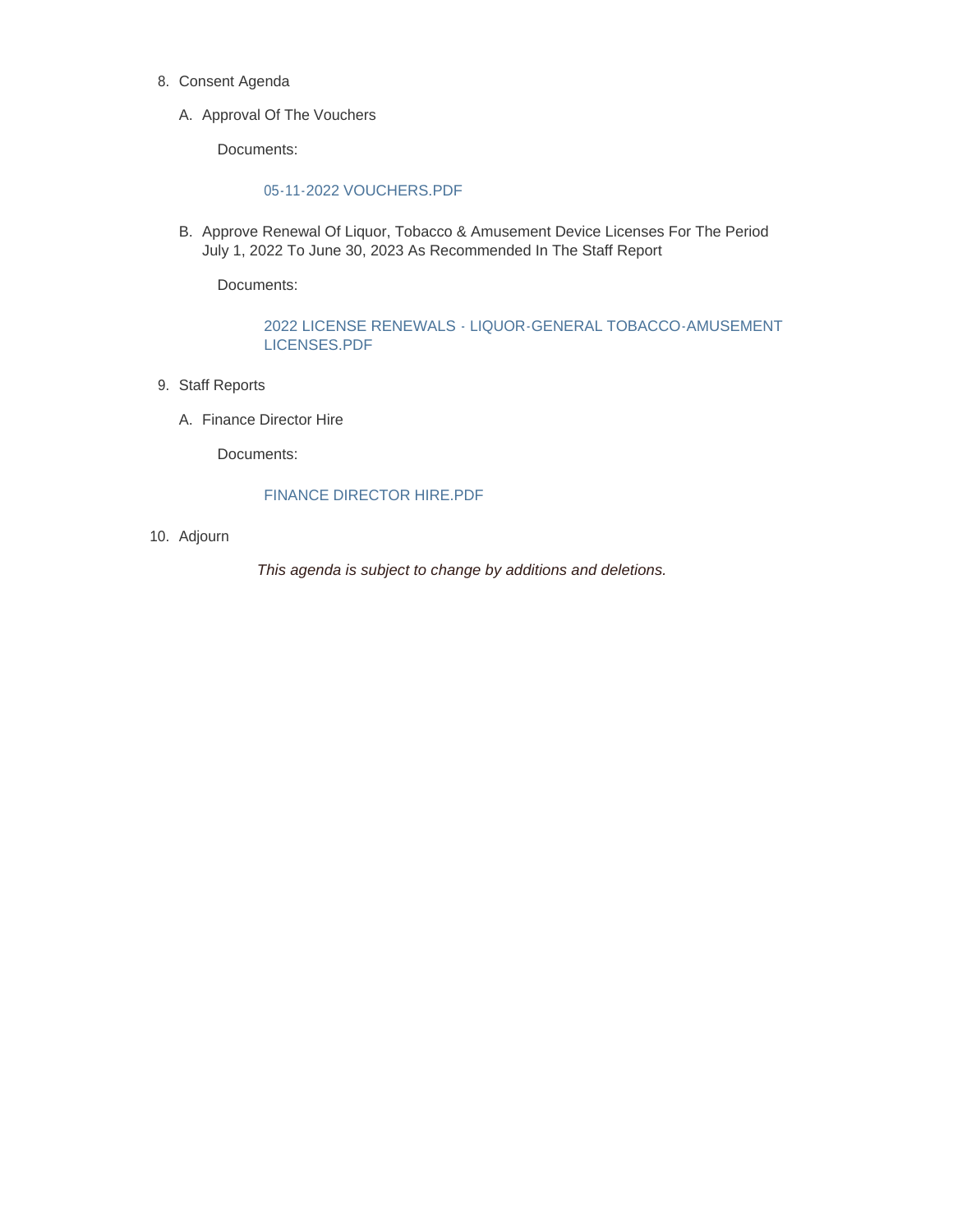8. Consent Agenda

   A. Approval Of The Vouchers

      Documents:

      05-11-2022 VOUCHERS.PDF

   B. Approve Renewal Of Liquor, Tobacco & Amusement Device Licenses For The Period July 1, 2022 To June 30, 2023 As Recommended In The Staff Report

      Documents:

      2022 LICENSE RENEWALS - LIQUOR-GENERAL TOBACCO-AMUSEMENT LICENSES.PDF

9. Staff Reports

   A. Finance Director Hire

      Documents:

      FINANCE DIRECTOR HIRE.PDF

10. Adjourn

*This agenda is subject to change by additions and deletions.*